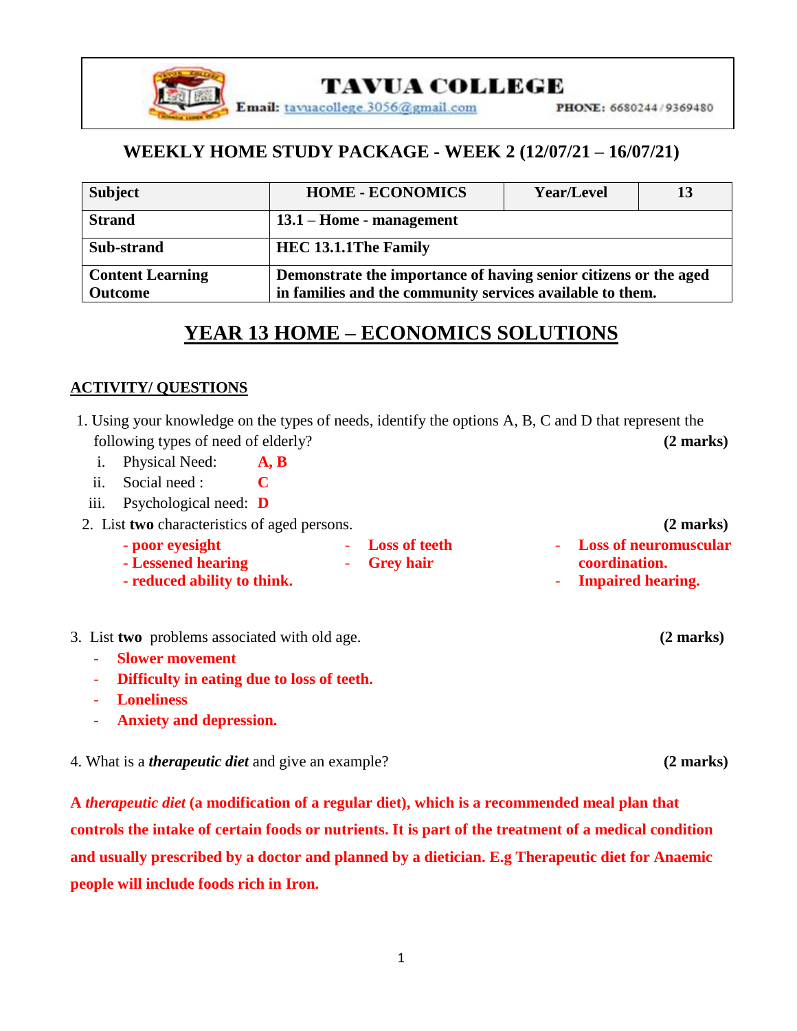**TAVUA COLLEGE**

**Email:** tavuacollege.3056@gmail.com **PHONE:** 6680244 / 9369480

## WEEKLY HOME STUDY PACKAGE - WEEK 2 (12/07/21 – 16/07/21)

| **Subject** | **HOME - ECONOMICS** | **Year/Level** | **13** |
|---|---|---|---|
| **Strand** | **13.1 – Home - management** | | |
| **Sub-strand** | **HEC 13.1.1The Family** | | |
| **Content Learning Outcome** | **Demonstrate the importance of having senior citizens or the aged in families and the community services available to them.** | | |

# YEAR 13 HOME – ECONOMICS SOLUTIONS

## ACTIVITY/ QUESTIONS

1. Using your knowledge on the types of needs, identify the options A, B, C and D that represent the following types of need of elderly? **(2 marks)**
   i. Physical Need: **A, B**
   ii. Social need : **C**
   iii. Psychological need: **D**

2. List **two** characteristics of aged persons. **(2 marks)**
   - **poor eyesight**
   - **Lessened hearing**
   - **reduced ability to think.**
   - **Loss of teeth**
   - **Grey hair**
   - **Loss of neuromuscular coordination.**
   - **Impaired hearing.**

3. List **two** problems associated with old age. **(2 marks)**
   - **Slower movement**
   - **Difficulty in eating due to loss of teeth.**
   - **Loneliness**
   - **Anxiety and depression.**

4. What is a ***therapeutic diet*** and give an example? **(2 marks)**

**A *therapeutic diet* (a modification of a regular diet), which is a recommended meal plan that controls the intake of certain foods or nutrients. It is part of the treatment of a medical condition and usually prescribed by a doctor and planned by a dietician. E.g Therapeutic diet for Anaemic people will include foods rich in Iron.**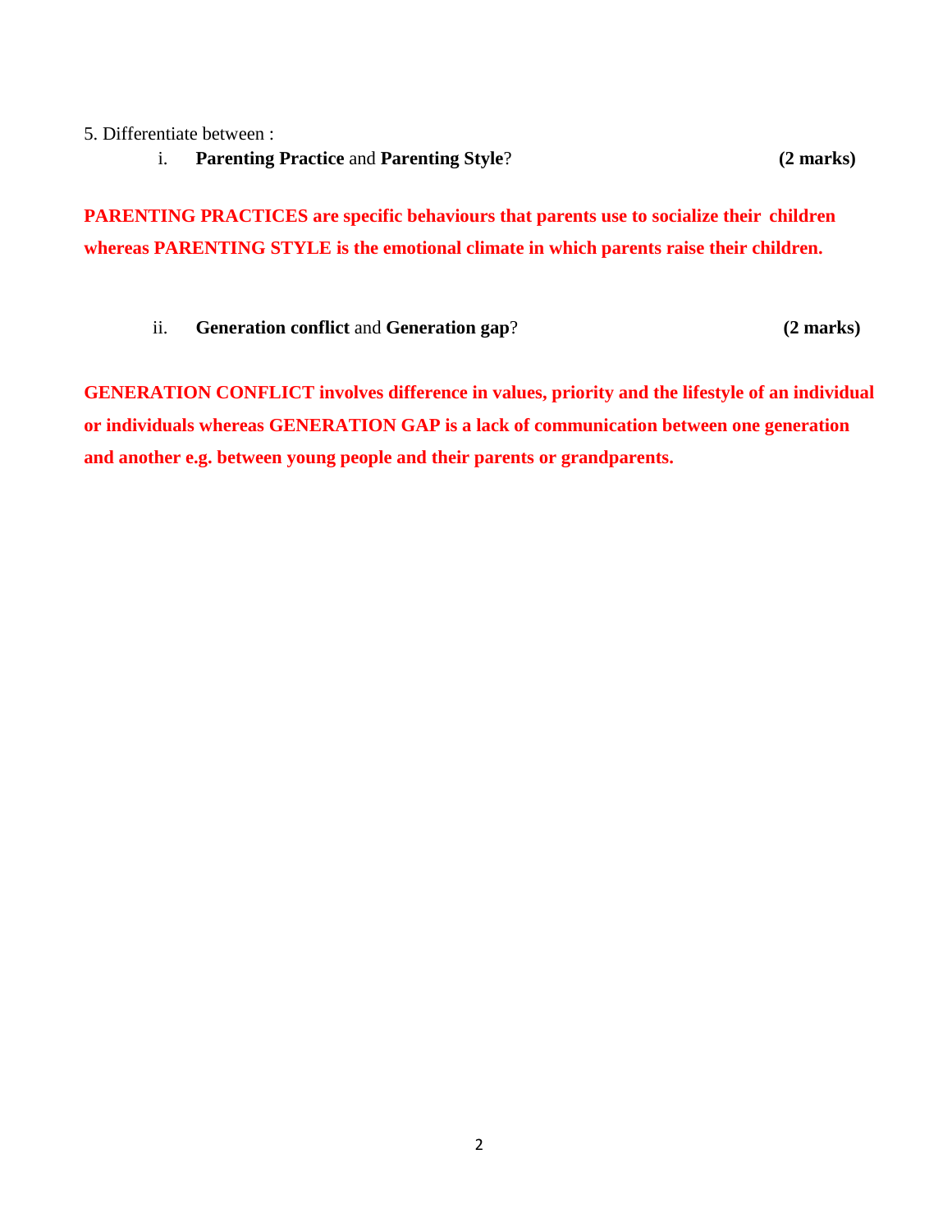5. Differentiate between :

i. **Parenting Practice** and **Parenting Style**? **(2 marks)**

**PARENTING PRACTICES are specific behaviours that parents use to socialize their children whereas PARENTING STYLE is the emotional climate in which parents raise their children.**

ii. **Generation conflict** and **Generation gap**? **(2 marks)**

**GENERATION CONFLICT involves difference in values, priority and the lifestyle of an individual or individuals whereas GENERATION GAP is a lack of communication between one generation and another e.g. between young people and their parents or grandparents.**